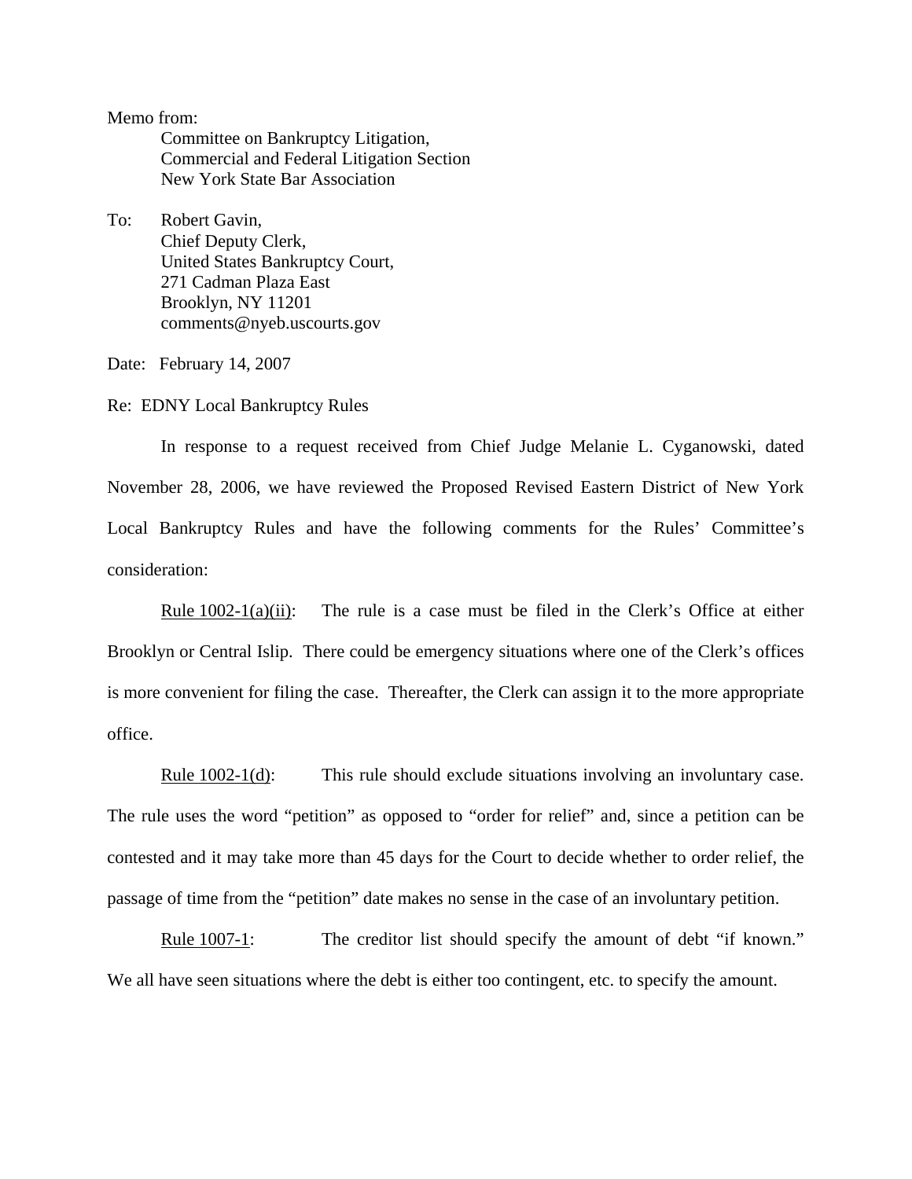Memo from:
Committee on Bankruptcy Litigation,
Commercial and Federal Litigation Section
New York State Bar Association

To: Robert Gavin,
Chief Deputy Clerk,
United States Bankruptcy Court,
271 Cadman Plaza East
Brooklyn, NY 11201
comments@nyeb.uscourts.gov

Date: February 14, 2007

Re: EDNY Local Bankruptcy Rules

In response to a request received from Chief Judge Melanie L. Cyganowski, dated November 28, 2006, we have reviewed the Proposed Revised Eastern District of New York Local Bankruptcy Rules and have the following comments for the Rules' Committee's consideration:

Rule 1002-1(a)(ii): The rule is a case must be filed in the Clerk's Office at either Brooklyn or Central Islip. There could be emergency situations where one of the Clerk's offices is more convenient for filing the case. Thereafter, the Clerk can assign it to the more appropriate office.

Rule 1002-1(d): This rule should exclude situations involving an involuntary case. The rule uses the word "petition" as opposed to "order for relief" and, since a petition can be contested and it may take more than 45 days for the Court to decide whether to order relief, the passage of time from the "petition" date makes no sense in the case of an involuntary petition.

Rule 1007-1: The creditor list should specify the amount of debt "if known." We all have seen situations where the debt is either too contingent, etc. to specify the amount.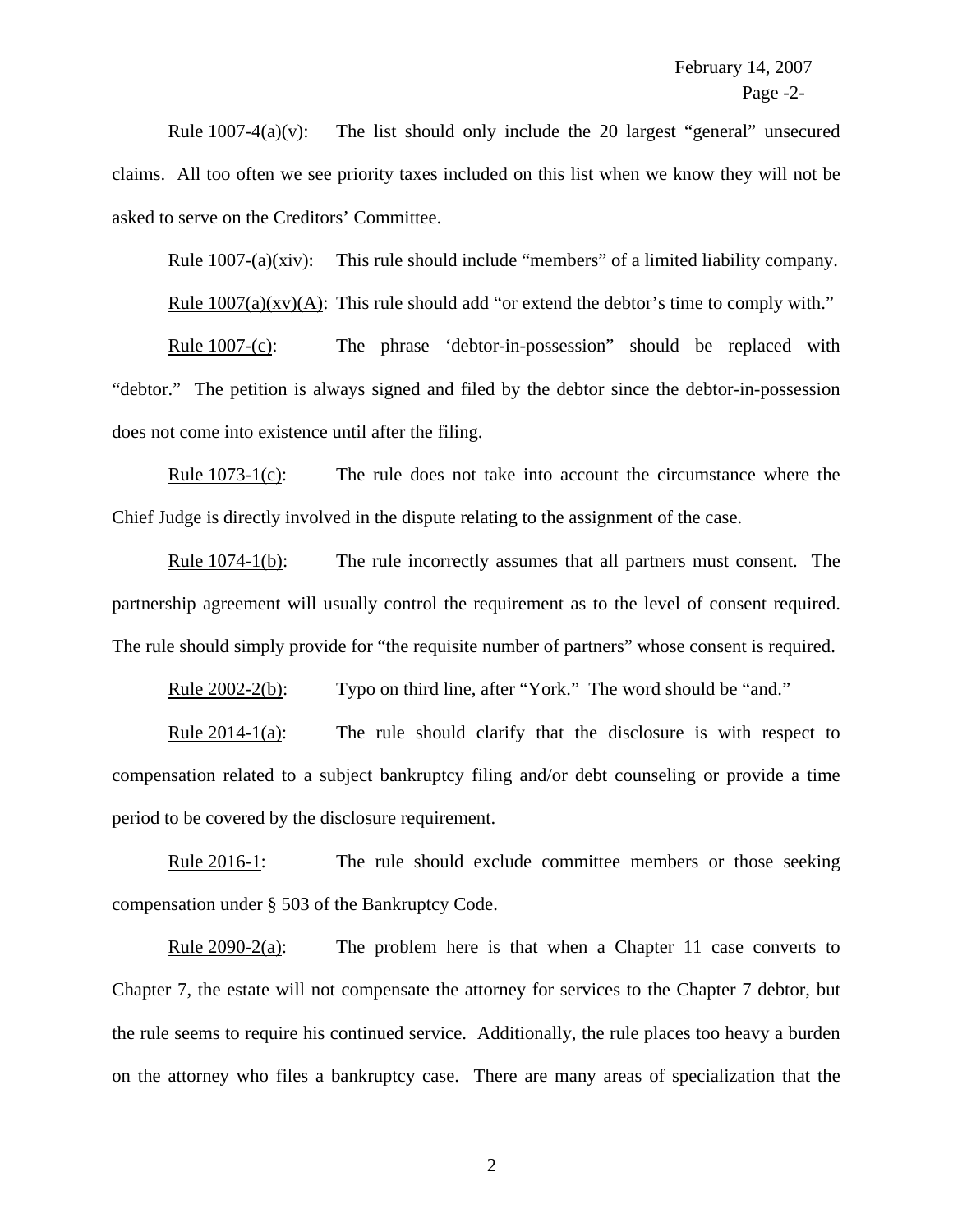Rule 1007-4(a)(v): The list should only include the 20 largest "general" unsecured claims. All too often we see priority taxes included on this list when we know they will not be asked to serve on the Creditors' Committee.

Rule 1007-(a)(xiv): This rule should include "members" of a limited liability company.

Rule 1007(a)(xv)(A): This rule should add "or extend the debtor's time to comply with."

Rule 1007-(c): The phrase 'debtor-in-possession" should be replaced with "debtor." The petition is always signed and filed by the debtor since the debtor-in-possession does not come into existence until after the filing.

Rule 1073-1(c): The rule does not take into account the circumstance where the Chief Judge is directly involved in the dispute relating to the assignment of the case.

Rule 1074-1(b): The rule incorrectly assumes that all partners must consent. The partnership agreement will usually control the requirement as to the level of consent required. The rule should simply provide for "the requisite number of partners" whose consent is required.

Rule 2002-2(b): Typo on third line, after "York." The word should be "and."

Rule 2014-1(a): The rule should clarify that the disclosure is with respect to compensation related to a subject bankruptcy filing and/or debt counseling or provide a time period to be covered by the disclosure requirement.

Rule 2016-1: The rule should exclude committee members or those seeking compensation under § 503 of the Bankruptcy Code.

Rule 2090-2(a): The problem here is that when a Chapter 11 case converts to Chapter 7, the estate will not compensate the attorney for services to the Chapter 7 debtor, but the rule seems to require his continued service. Additionally, the rule places too heavy a burden on the attorney who files a bankruptcy case. There are many areas of specialization that the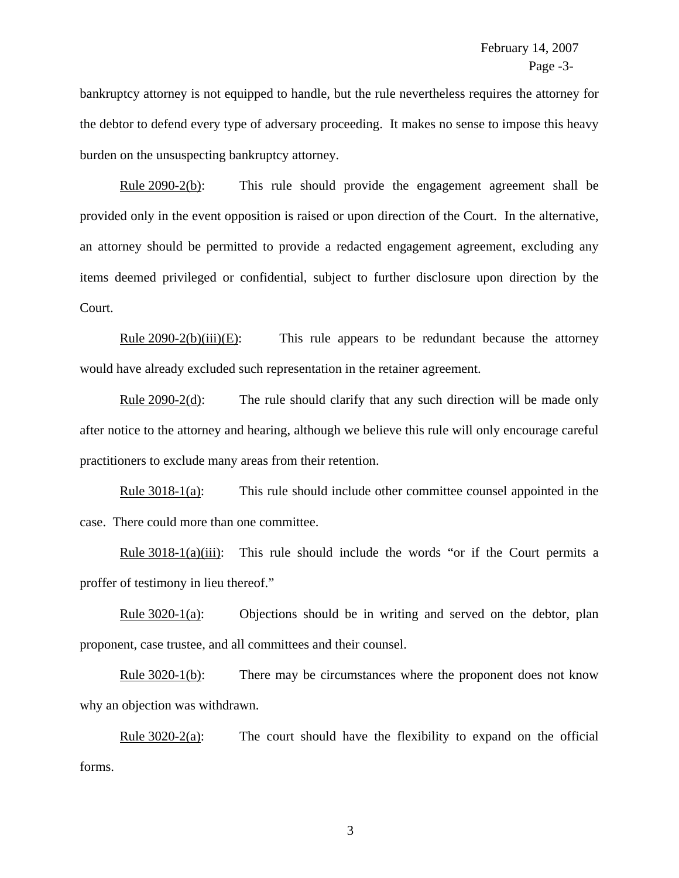bankruptcy attorney is not equipped to handle, but the rule nevertheless requires the attorney for the debtor to defend every type of adversary proceeding. It makes no sense to impose this heavy burden on the unsuspecting bankruptcy attorney.

Rule 2090-2(b): This rule should provide the engagement agreement shall be provided only in the event opposition is raised or upon direction of the Court. In the alternative, an attorney should be permitted to provide a redacted engagement agreement, excluding any items deemed privileged or confidential, subject to further disclosure upon direction by the Court.

Rule 2090-2(b)(iii)(E): This rule appears to be redundant because the attorney would have already excluded such representation in the retainer agreement.

Rule 2090-2(d): The rule should clarify that any such direction will be made only after notice to the attorney and hearing, although we believe this rule will only encourage careful practitioners to exclude many areas from their retention.

Rule 3018-1(a): This rule should include other committee counsel appointed in the case. There could more than one committee.

Rule 3018-1(a)(iii): This rule should include the words "or if the Court permits a proffer of testimony in lieu thereof."

Rule 3020-1(a): Objections should be in writing and served on the debtor, plan proponent, case trustee, and all committees and their counsel.

Rule 3020-1(b): There may be circumstances where the proponent does not know why an objection was withdrawn.

Rule 3020-2(a): The court should have the flexibility to expand on the official forms.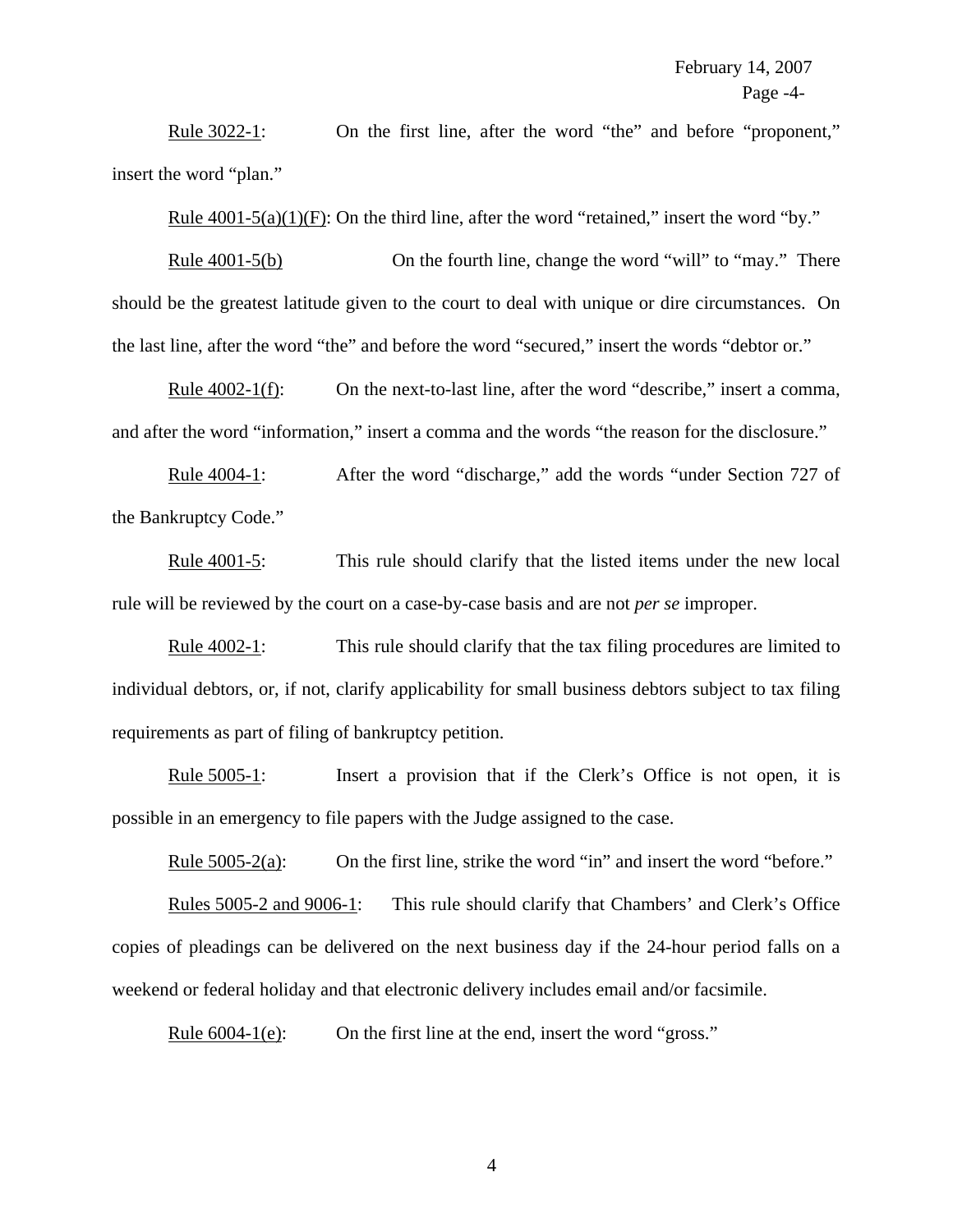Rule 3022-1: On the first line, after the word "the" and before "proponent," insert the word "plan."

Rule 4001-5(a)(1)(F): On the third line, after the word "retained," insert the word "by."

Rule 4001-5(b) On the fourth line, change the word "will" to "may." There should be the greatest latitude given to the court to deal with unique or dire circumstances. On the last line, after the word "the" and before the word "secured," insert the words "debtor or."

Rule 4002-1(f): On the next-to-last line, after the word "describe," insert a comma, and after the word "information," insert a comma and the words "the reason for the disclosure."

Rule 4004-1: After the word "discharge," add the words "under Section 727 of the Bankruptcy Code."

Rule 4001-5: This rule should clarify that the listed items under the new local rule will be reviewed by the court on a case-by-case basis and are not *per se* improper.

Rule 4002-1: This rule should clarify that the tax filing procedures are limited to individual debtors, or, if not, clarify applicability for small business debtors subject to tax filing requirements as part of filing of bankruptcy petition.

Rule 5005-1: Insert a provision that if the Clerk's Office is not open, it is possible in an emergency to file papers with the Judge assigned to the case.

Rule 5005-2(a): On the first line, strike the word "in" and insert the word "before."

Rules 5005-2 and 9006-1: This rule should clarify that Chambers' and Clerk's Office copies of pleadings can be delivered on the next business day if the 24-hour period falls on a weekend or federal holiday and that electronic delivery includes email and/or facsimile.

Rule 6004-1(e): On the first line at the end, insert the word "gross."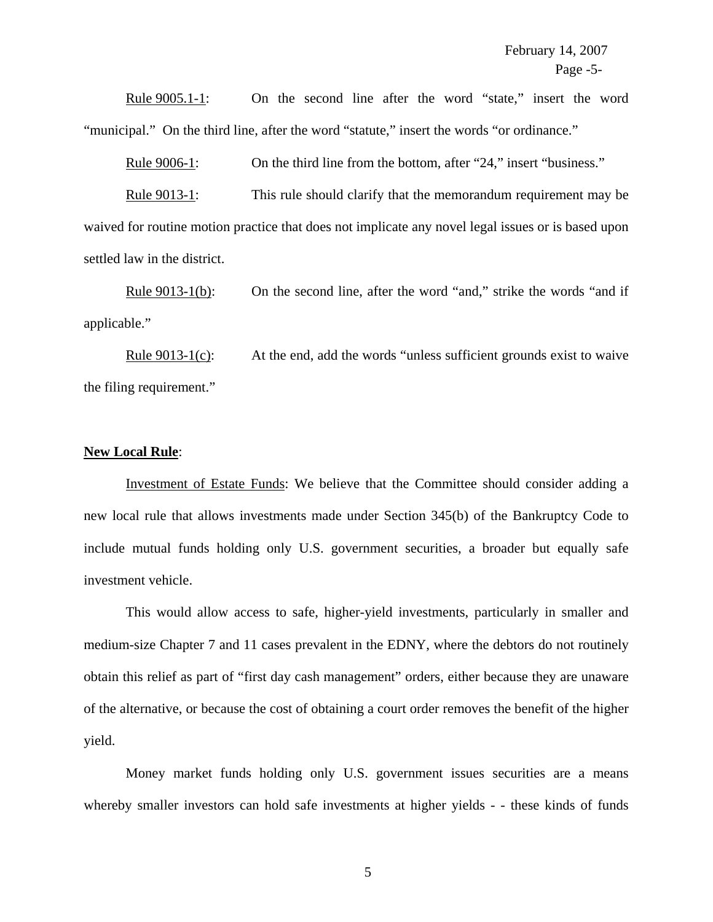Rule 9005.1-1: On the second line after the word "state," insert the word "municipal." On the third line, after the word "statute," insert the words "or ordinance."

Rule 9006-1: On the third line from the bottom, after "24," insert "business."

Rule 9013-1: This rule should clarify that the memorandum requirement may be waived for routine motion practice that does not implicate any novel legal issues or is based upon settled law in the district.

Rule 9013-1(b): On the second line, after the word "and," strike the words "and if applicable."

Rule 9013-1(c): At the end, add the words "unless sufficient grounds exist to waive the filing requirement."

**New Local Rule**:

Investment of Estate Funds: We believe that the Committee should consider adding a new local rule that allows investments made under Section 345(b) of the Bankruptcy Code to include mutual funds holding only U.S. government securities, a broader but equally safe investment vehicle.

This would allow access to safe, higher-yield investments, particularly in smaller and medium-size Chapter 7 and 11 cases prevalent in the EDNY, where the debtors do not routinely obtain this relief as part of "first day cash management" orders, either because they are unaware of the alternative, or because the cost of obtaining a court order removes the benefit of the higher yield.

Money market funds holding only U.S. government issues securities are a means whereby smaller investors can hold safe investments at higher yields - - these kinds of funds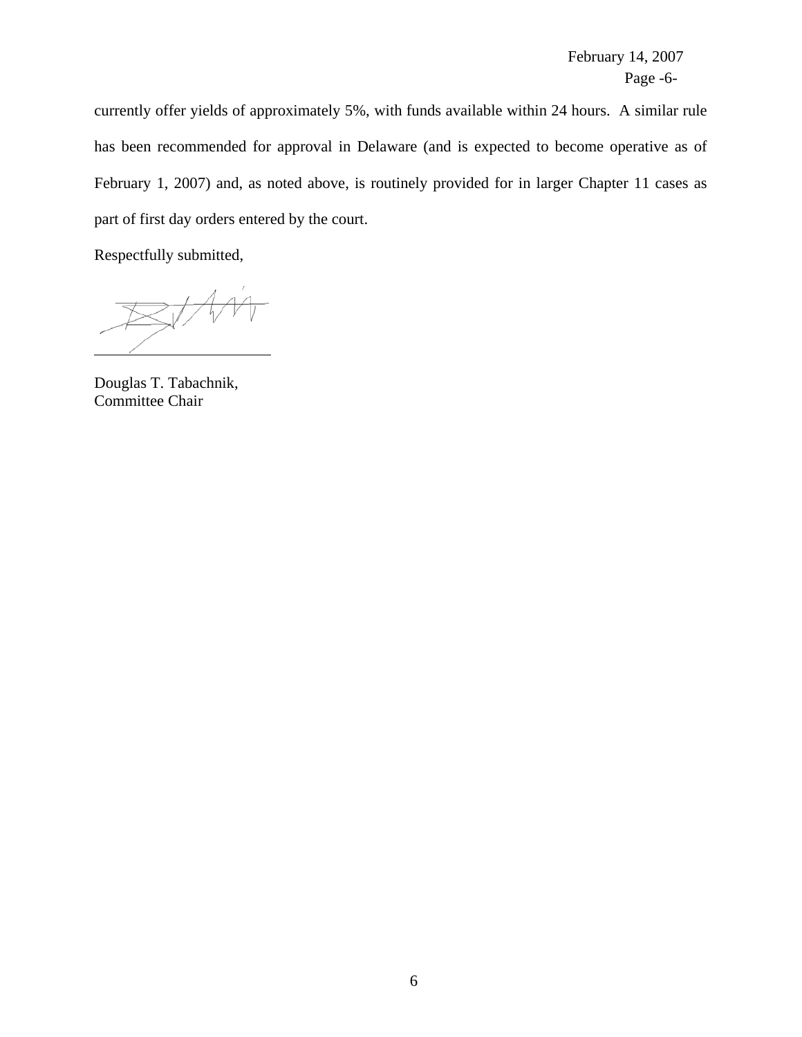currently offer yields of approximately 5%, with funds available within 24 hours. A similar rule has been recommended for approval in Delaware (and is expected to become operative as of February 1, 2007) and, as noted above, is routinely provided for in larger Chapter 11 cases as part of first day orders entered by the court.

Respectfully submitted,

Douglas T. Tabachnik,
Committee Chair